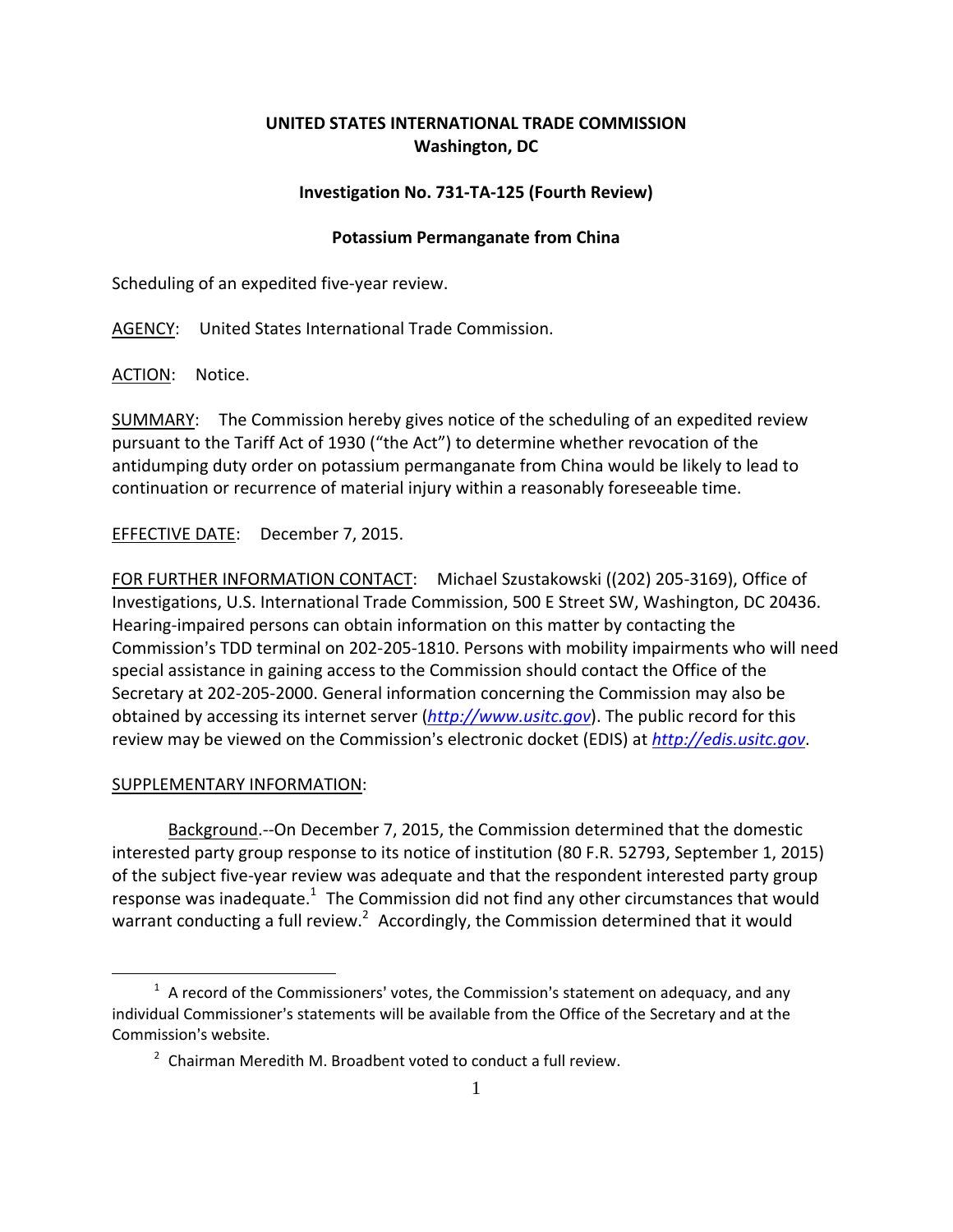**UNITED STATES INTERNATIONAL TRADE COMMISSION**
**Washington, DC**

**Investigation No. 731-TA-125 (Fourth Review)**

**Potassium Permanganate from China**

Scheduling of an expedited five-year review.

AGENCY: United States International Trade Commission.

ACTION: Notice.

SUMMARY: The Commission hereby gives notice of the scheduling of an expedited review pursuant to the Tariff Act of 1930 ("the Act") to determine whether revocation of the antidumping duty order on potassium permanganate from China would be likely to lead to continuation or recurrence of material injury within a reasonably foreseeable time.

EFFECTIVE DATE: December 7, 2015.

FOR FURTHER INFORMATION CONTACT: Michael Szustakowski ((202) 205-3169), Office of Investigations, U.S. International Trade Commission, 500 E Street SW, Washington, DC 20436. Hearing-impaired persons can obtain information on this matter by contacting the Commission's TDD terminal on 202-205-1810. Persons with mobility impairments who will need special assistance in gaining access to the Commission should contact the Office of the Secretary at 202-205-2000. General information concerning the Commission may also be obtained by accessing its internet server (*http://www.usitc.gov*). The public record for this review may be viewed on the Commission's electronic docket (EDIS) at *http://edis.usitc.gov*.

SUPPLEMENTARY INFORMATION:

Background.--On December 7, 2015, the Commission determined that the domestic interested party group response to its notice of institution (80 F.R. 52793, September 1, 2015) of the subject five-year review was adequate and that the respondent interested party group response was inadequate.[1] The Commission did not find any other circumstances that would warrant conducting a full review.[2] Accordingly, the Commission determined that it would

[1] A record of the Commissioners' votes, the Commission's statement on adequacy, and any individual Commissioner's statements will be available from the Office of the Secretary and at the Commission's website.

[2] Chairman Meredith M. Broadbent voted to conduct a full review.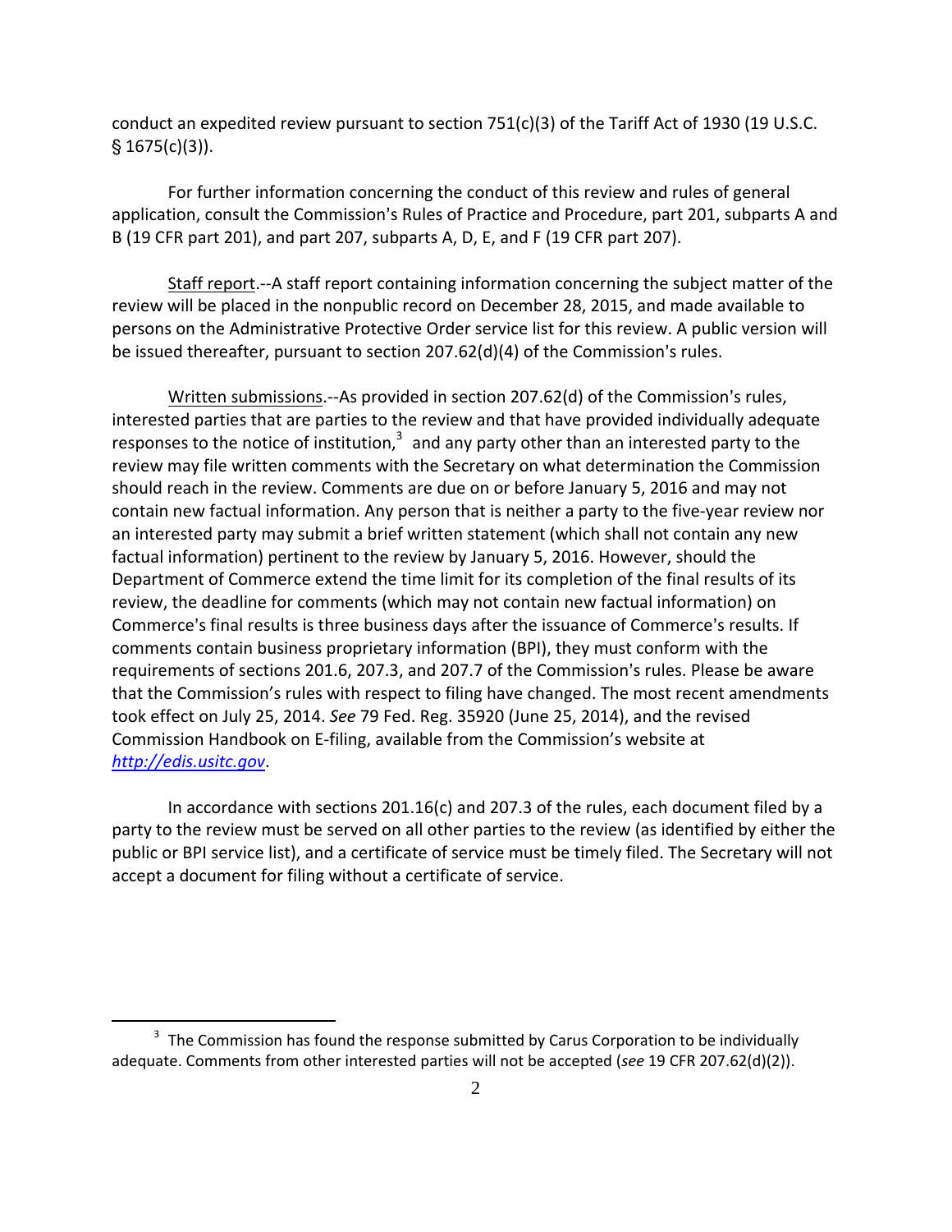conduct an expedited review pursuant to section 751(c)(3) of the Tariff Act of 1930 (19 U.S.C. § 1675(c)(3)).

For further information concerning the conduct of this review and rules of general application, consult the Commission's Rules of Practice and Procedure, part 201, subparts A and B (19 CFR part 201), and part 207, subparts A, D, E, and F (19 CFR part 207).

Staff report.--A staff report containing information concerning the subject matter of the review will be placed in the nonpublic record on December 28, 2015, and made available to persons on the Administrative Protective Order service list for this review. A public version will be issued thereafter, pursuant to section 207.62(d)(4) of the Commission's rules.

Written submissions.--As provided in section 207.62(d) of the Commission's rules, interested parties that are parties to the review and that have provided individually adequate responses to the notice of institution,[3] and any party other than an interested party to the review may file written comments with the Secretary on what determination the Commission should reach in the review. Comments are due on or before January 5, 2016 and may not contain new factual information. Any person that is neither a party to the five-year review nor an interested party may submit a brief written statement (which shall not contain any new factual information) pertinent to the review by January 5, 2016. However, should the Department of Commerce extend the time limit for its completion of the final results of its review, the deadline for comments (which may not contain new factual information) on Commerce's final results is three business days after the issuance of Commerce's results. If comments contain business proprietary information (BPI), they must conform with the requirements of sections 201.6, 207.3, and 207.7 of the Commission's rules. Please be aware that the Commission's rules with respect to filing have changed. The most recent amendments took effect on July 25, 2014. *See* 79 Fed. Reg. 35920 (June 25, 2014), and the revised Commission Handbook on E-filing, available from the Commission's website at *http://edis.usitc.gov*.

In accordance with sections 201.16(c) and 207.3 of the rules, each document filed by a party to the review must be served on all other parties to the review (as identified by either the public or BPI service list), and a certificate of service must be timely filed. The Secretary will not accept a document for filing without a certificate of service.

[3] The Commission has found the response submitted by Carus Corporation to be individually adequate. Comments from other interested parties will not be accepted (*see* 19 CFR 207.62(d)(2)).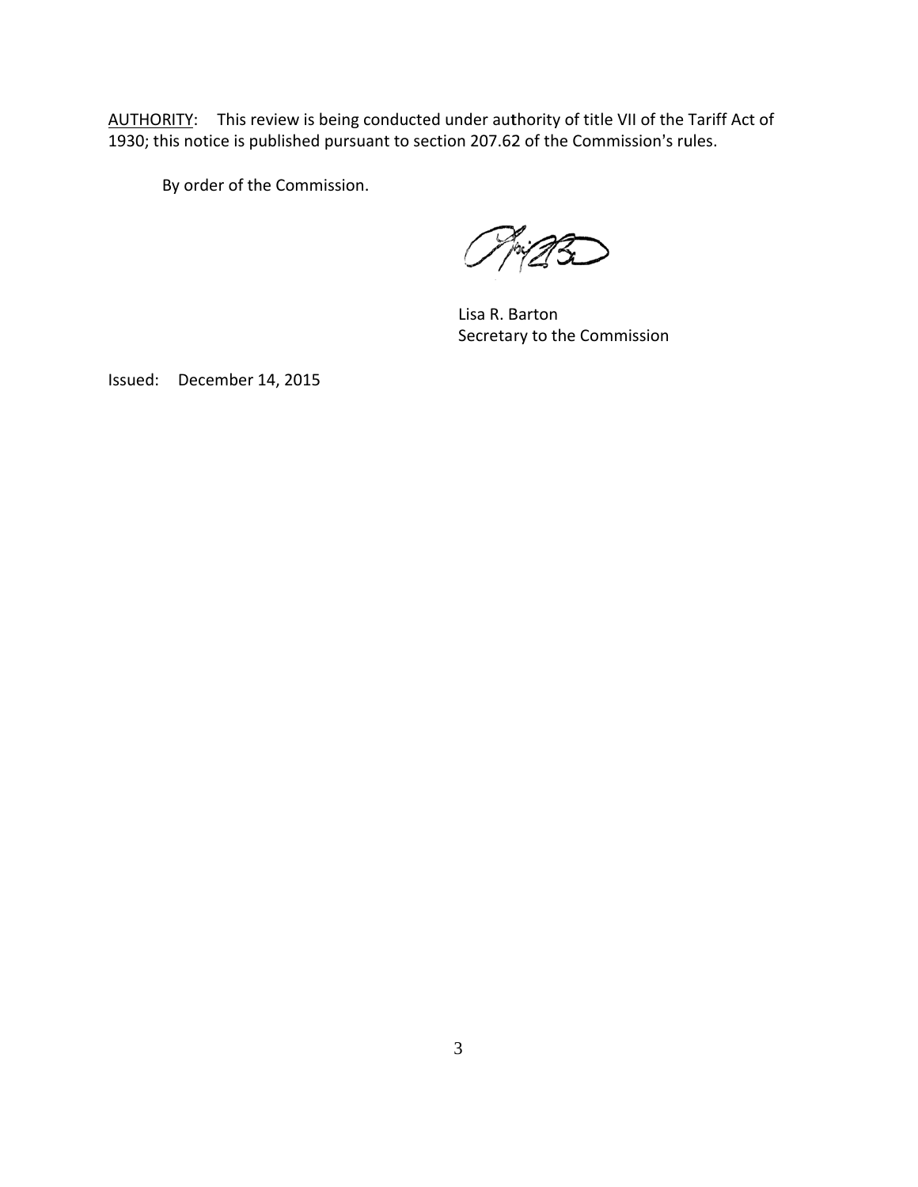<u>AUTHORITY</u>: This review is being conducted under authority of title VII of the Tariff Act of 1930; this notice is published pursuant to section 207.62 of the Commission's rules.

By order of the Commission.

Lisa R. Barton
Secretary to the Commission

Issued: December 14, 2015